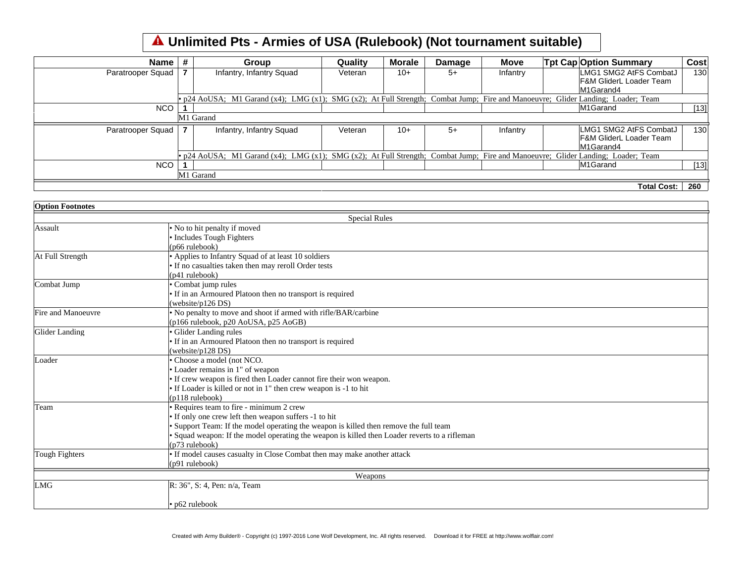# ⚠ Unlimited Pts - Armies of USA (Rulebook) (Not tournament suitable)

| Name | # | Group | Quality | Morale | Damage | Move | Tpt Cap | Option Summary | Cost |
|---|---|---|---|---|---|---|---|---|---|
| Paratrooper Squad | 7 | Infantry, Infantry Squad | Veteran | 10+ | 5+ | Infantry | | LMG1 SMG2 AtFS CombatJ F&M GliderL Loader Team M1Garand4 | 130 |
| | • p24 AoUSA; M1 Garand (x4); LMG (x1); SMG (x2); At Full Strength; Combat Jump; Fire and Manoeuvre; Glider Landing; Loader; Team | | | | | | | | |
| NCO | 1 | | | | | | | M1Garand | [13] |
| | M1 Garand | | | | | | | | |
| Paratrooper Squad | 7 | Infantry, Infantry Squad | Veteran | 10+ | 5+ | Infantry | | LMG1 SMG2 AtFS CombatJ F&M GliderL Loader Team M1Garand4 | 130 |
| | • p24 AoUSA; M1 Garand (x4); LMG (x1); SMG (x2); At Full Strength; Combat Jump; Fire and Manoeuvre; Glider Landing; Loader; Team | | | | | | | | |
| NCO | 1 | | | | | | | M1Garand | [13] |
| | M1 Garand | | | | | | | | |
| | | | | | | | | **Total Cost:** | **260** |

| **Option Footnotes** | |
|---|---|
| | Special Rules |
| Assault | • No to hit penalty if moved<br>• Includes Tough Fighters<br>(p66 rulebook) |
| At Full Strength | • Applies to Infantry Squad of at least 10 soldiers<br>• If no casualties taken then may reroll Order tests<br>(p41 rulebook) |
| Combat Jump | • Combat jump rules<br>• If in an Armoured Platoon then no transport is required<br>(website/p126 DS) |
| Fire and Manoeuvre | • No penalty to move and shoot if armed with rifle/BAR/carbine<br>(p166 rulebook, p20 AoUSA, p25 AoGB) |
| Glider Landing | • Glider Landing rules<br>• If in an Armoured Platoon then no transport is required<br>(website/p128 DS) |
| Loader | • Choose a model (not NCO.<br>• Loader remains in 1" of weapon<br>• If crew weapon is fired then Loader cannot fire their won weapon.<br>• If Loader is killed or not in 1" then crew weapon is -1 to hit<br>(p118 rulebook) |
| Team | • Requires team to fire - minimum 2 crew<br>• If only one crew left then weapon suffers -1 to hit<br>• Support Team: If the model operating the weapon is killed then remove the full team<br>• Squad weapon: If the model operating the weapon is killed then Loader reverts to a rifleman<br>(p73 rulebook) |
| Tough Fighters | • If model causes casualty in Close Combat then may make another attack<br>(p91 rulebook) |
| | Weapons |
| LMG | R: 36", S: 4, Pen: n/a, Team<br><br>• p62 rulebook |

Created with Army Builder® - Copyright (c) 1997-2016 Lone Wolf Development, Inc. All rights reserved. Download it for FREE at http://www.wolflair.com!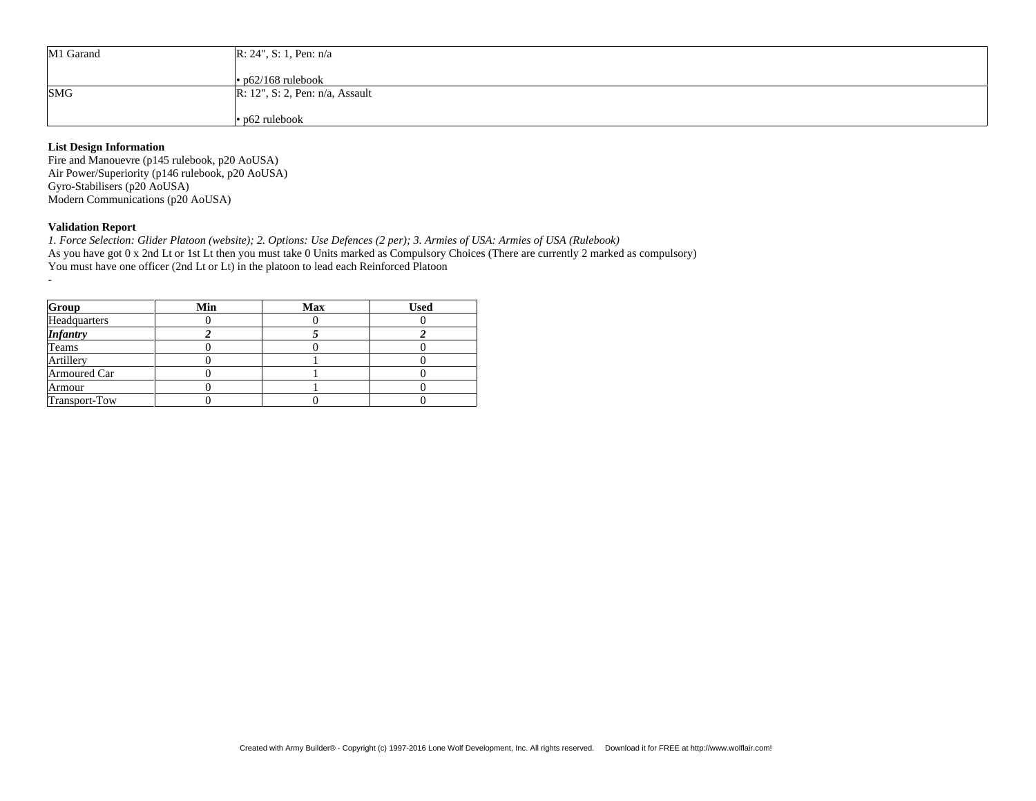| | |
|---|---|
| M1 Garand | R: 24", S: 1, Pen: n/a<br><br>• p62/168 rulebook |
| SMG | R: 12", S: 2, Pen: n/a, Assault<br><br>• p62 rulebook |

**List Design Information**
Fire and Manouevre (p145 rulebook, p20 AoUSA)
Air Power/Superiority (p146 rulebook, p20 AoUSA)
Gyro-Stabilisers (p20 AoUSA)
Modern Communications (p20 AoUSA)

**Validation Report**
*1. Force Selection: Glider Platoon (website); 2. Options: Use Defences (2 per); 3. Armies of USA: Armies of USA (Rulebook)*
As you have got 0 x 2nd Lt or 1st Lt then you must take 0 Units marked as Compulsory Choices (There are currently 2 marked as compulsory)
You must have one officer (2nd Lt or Lt) in the platoon to lead each Reinforced Platoon
-

| Group | Min | Max | Used |
|---|---|---|---|
| Headquarters | 0 | 0 | 0 |
| ***Infantry*** | ***2*** | ***5*** | ***2*** |
| Teams | 0 | 0 | 0 |
| Artillery | 0 | 1 | 0 |
| Armoured Car | 0 | 1 | 0 |
| Armour | 0 | 1 | 0 |
| Transport-Tow | 0 | 0 | 0 |

Created with Army Builder® - Copyright (c) 1997-2016 Lone Wolf Development, Inc. All rights reserved. Download it for FREE at http://www.wolflair.com!